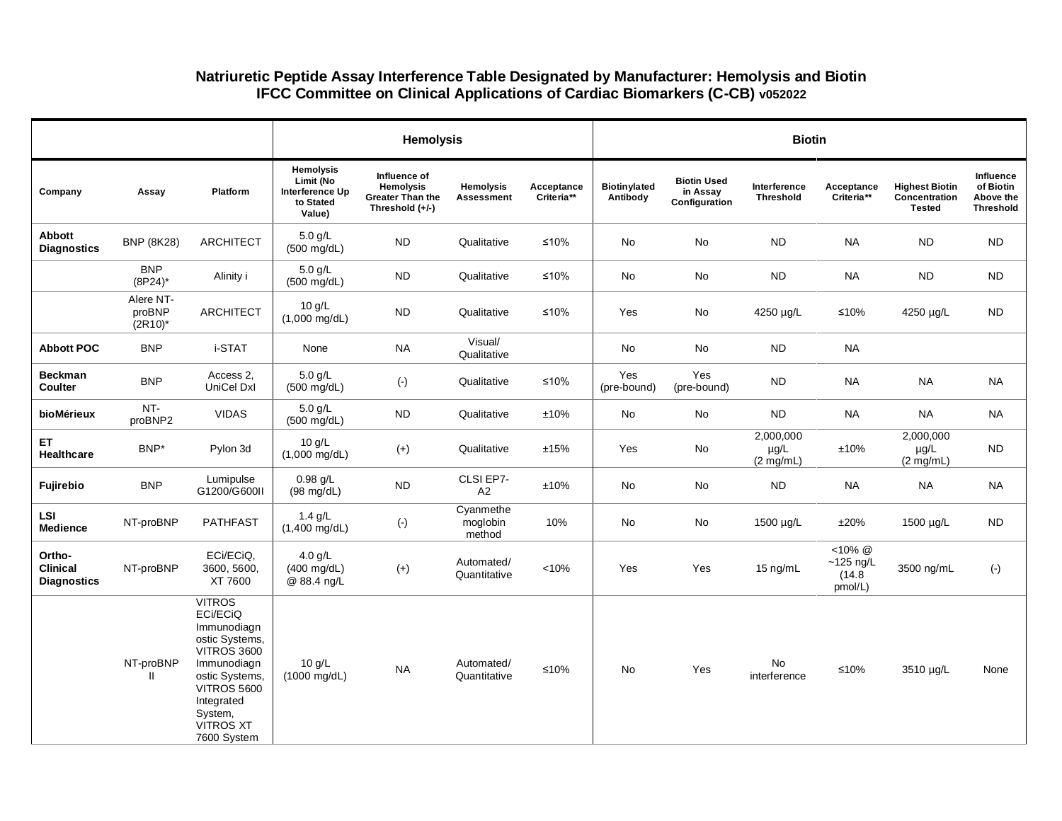# Natriuretic Peptide Assay Interference Table Designated by Manufacturer: Hemolysis and Biotin

## IFCC Committee on Clinical Applications of Cardiac Biomarkers (C-CB) v052022

| | | | Hemolysis | | | | Biotin | | | | | |
|---|---|---|---|---|---|---|---|---|---|---|---|---|
| **Company** | **Assay** | **Platform** | **Hemolysis Limit (No Interference Up to Stated Value)** | **Influence of Hemolysis Greater Than the Threshold (+/-)** | **Hemolysis Assessment** | **Acceptance Criteria**** | **Biotinylated Antibody** | **Biotin Used in Assay Configuration** | **Interference Threshold** | **Acceptance Criteria**** | **Highest Biotin Concentration Tested** | **Influence of Biotin Above the Threshold** |
| **Abbott Diagnostics** | BNP (8K28) | ARCHITECT | 5.0 g/L (500 mg/dL) | ND | Qualitative | ≤10% | No | No | ND | NA | ND | ND |
| | BNP (8P24)* | Alinity i | 5.0 g/L (500 mg/dL) | ND | Qualitative | ≤10% | No | No | ND | NA | ND | ND |
| | Alere NT-proBNP (2R10)* | ARCHITECT | 10 g/L (1,000 mg/dL) | ND | Qualitative | ≤10% | Yes | No | 4250 µg/L | ≤10% | 4250 µg/L | ND |
| **Abbott POC** | BNP | i-STAT | None | NA | Visual/ Qualitative | | No | No | ND | NA | | |
| **Beckman Coulter** | BNP | Access 2, UniCel DxI | 5.0 g/L (500 mg/dL) | (-) | Qualitative | ≤10% | Yes (pre-bound) | Yes (pre-bound) | ND | NA | NA | NA |
| **bioMérieux** | NT-proBNP2 | VIDAS | 5.0 g/L (500 mg/dL) | ND | Qualitative | ±10% | No | No | ND | NA | NA | NA |
| **ET Healthcare** | BNP* | Pylon 3d | 10 g/L (1,000 mg/dL) | (+) | Qualitative | ±15% | Yes | No | 2,000,000 µg/L (2 mg/mL) | ±10% | 2,000,000 µg/L (2 mg/mL) | ND |
| **Fujirebio** | BNP | Lumipulse G1200/G600II | 0.98 g/L (98 mg/dL) | ND | CLSI EP7-A2 | ±10% | No | No | ND | NA | NA | NA |
| **LSI Medience** | NT-proBNP | PATHFAST | 1.4 g/L (1,400 mg/dL) | (-) | Cyanmethemoglobin method | 10% | No | No | 1500 µg/L | ±20% | 1500 µg/L | ND |
| **Ortho-Clinical Diagnostics** | NT-proBNP | ECi/ECiQ, 3600, 5600, XT 7600 | 4.0 g/L (400 mg/dL) @ 88.4 ng/L | (+) | Automated/ Quantitative | <10% | Yes | Yes | 15 ng/mL | <10% @ ~125 ng/L (14.8 pmol/L) | 3500 ng/mL | (-) |
| | NT-proBNP II | VITROS ECi/ECiQ Immunodiagnostic Systems, VITROS 3600 Immunodiagnostic Systems, VITROS 5600 Integrated System, VITROS XT 7600 System | 10 g/L (1000 mg/dL) | NA | Automated/ Quantitative | ≤10% | No | Yes | No interference | ≤10% | 3510 µg/L | None |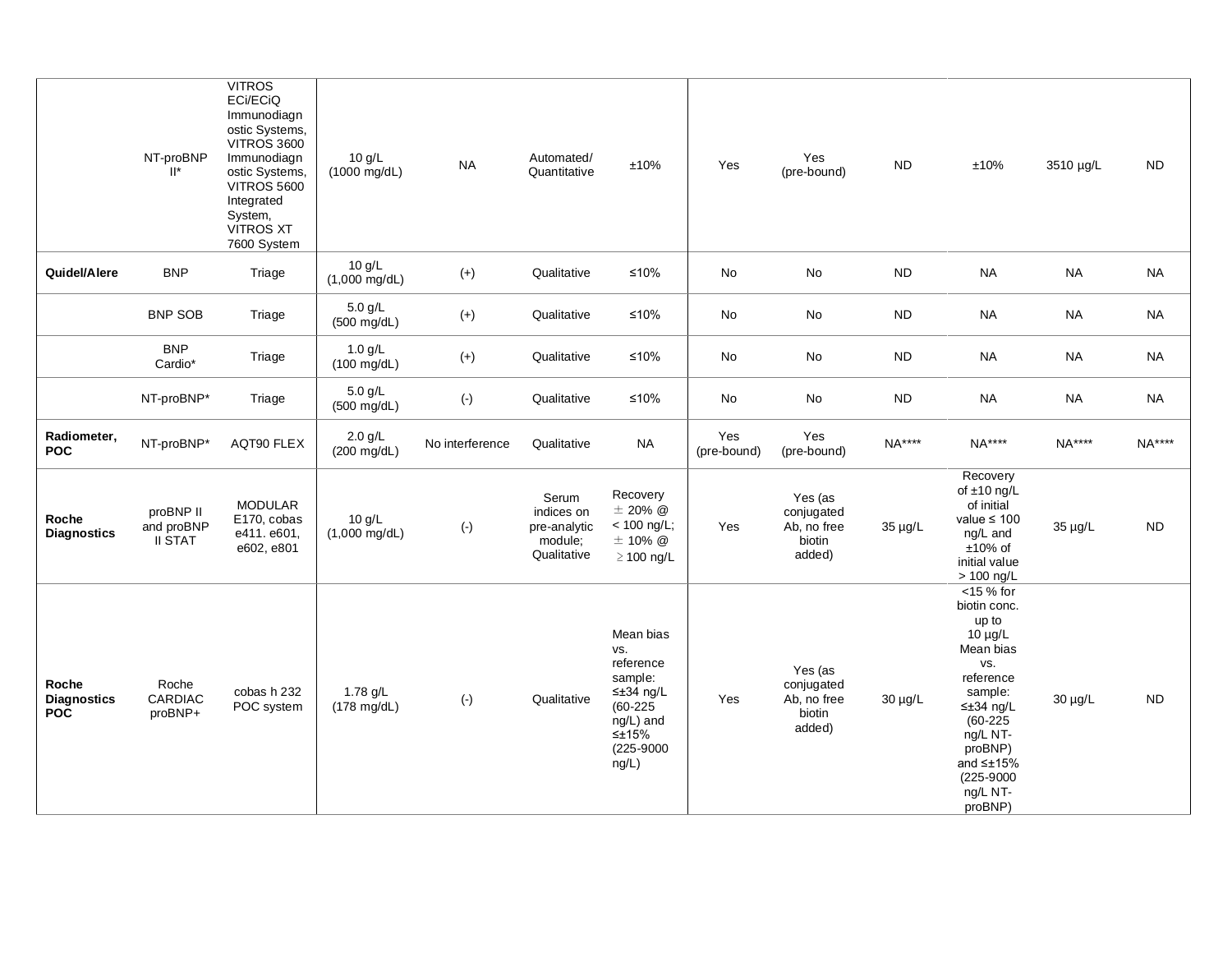| | | | | | | | | | | | | |
|---|---|---|---|---|---|---|---|---|---|---|---|---|
| | NT-proBNP II* | VITROS ECi/ECiQ Immunodiagnostic Systems, VITROS 3600 Immunodiagnostic Systems, VITROS 5600 Integrated System, VITROS XT 7600 System | 10 g/L (1000 mg/dL) | NA | Automated/ Quantitative | ±10% | Yes | Yes (pre-bound) | ND | ±10% | 3510 µg/L | ND |
| **Quidel/Alere** | BNP | Triage | 10 g/L (1,000 mg/dL) | (+) | Qualitative | ≤10% | No | No | ND | NA | NA | NA |
| | BNP SOB | Triage | 5.0 g/L (500 mg/dL) | (+) | Qualitative | ≤10% | No | No | ND | NA | NA | NA |
| | BNP Cardio* | Triage | 1.0 g/L (100 mg/dL) | (+) | Qualitative | ≤10% | No | No | ND | NA | NA | NA |
| | NT-proBNP* | Triage | 5.0 g/L (500 mg/dL) | (-) | Qualitative | ≤10% | No | No | ND | NA | NA | NA |
| **Radiometer, POC** | NT-proBNP* | AQT90 FLEX | 2.0 g/L (200 mg/dL) | No interference | Qualitative | NA | Yes (pre-bound) | Yes (pre-bound) | NA**** | NA**** | NA**** | NA**** |
| **Roche Diagnostics** | proBNP II and proBNP II STAT | MODULAR E170, cobas e411. e601, e602, e801 | 10 g/L (1,000 mg/dL) | (-) | Serum indices on pre-analytic module; Qualitative | Recovery ± 20% @ < 100 ng/L; ± 10% @ ≥ 100 ng/L | Yes | Yes (as conjugated Ab, no free biotin added) | 35 µg/L | Recovery of ±10 ng/L of initial value ≤ 100 ng/L and ±10% of initial value > 100 ng/L | 35 µg/L | ND |
| **Roche Diagnostics POC** | Roche CARDIAC proBNP+ | cobas h 232 POC system | 1.78 g/L (178 mg/dL) | (-) | Qualitative | Mean bias vs. reference sample: ≤±34 ng/L (60-225 ng/L) and ≤±15% (225-9000 ng/L) | Yes | Yes (as conjugated Ab, no free biotin added) | 30 µg/L | <15 % for biotin conc. up to 10 µg/L Mean bias vs. reference sample: ≤±34 ng/L (60-225 ng/L NT-proBNP) and ≤±15% (225-9000 ng/L NT-proBNP) | 30 µg/L | ND |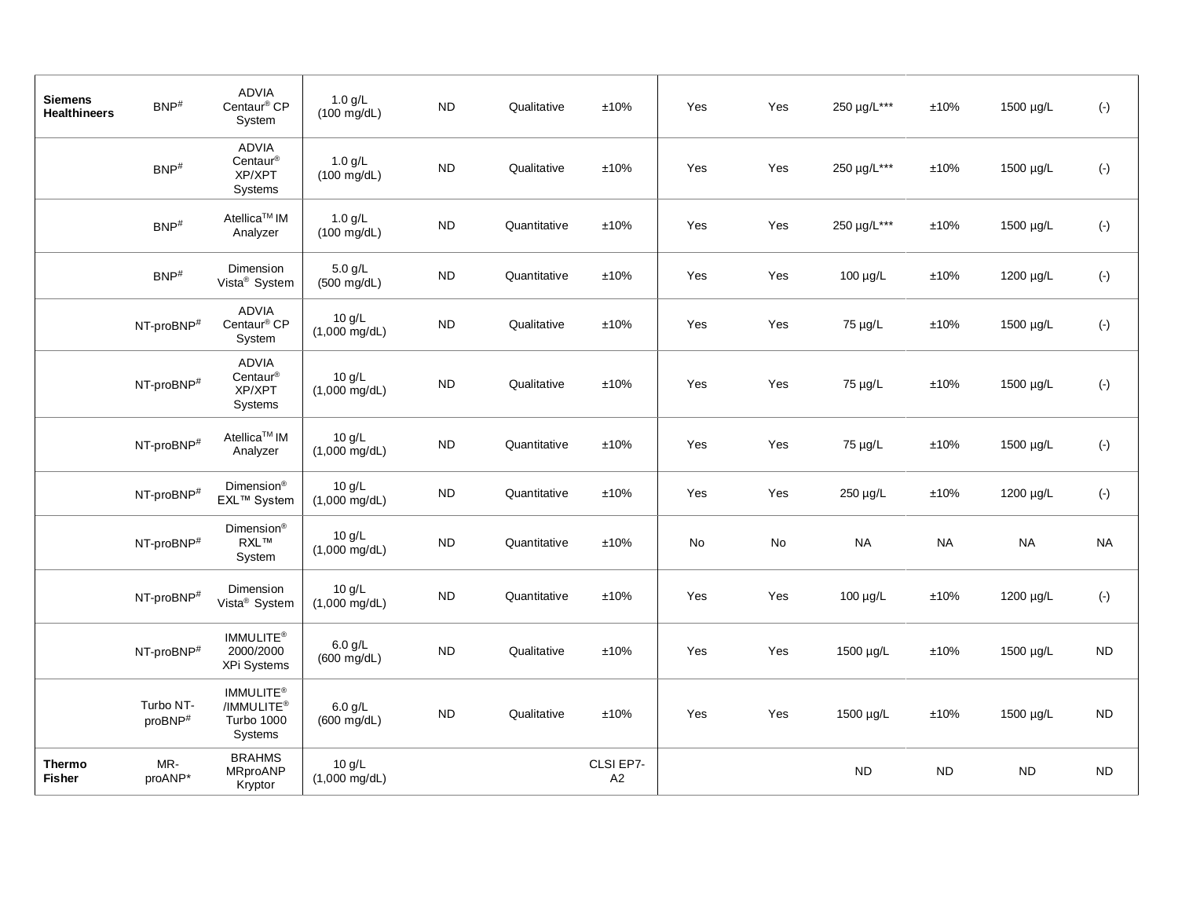| | | | | | | | | | | | | |
|---|---|---|---|---|---|---|---|---|---|---|---|---|
| **Siemens Healthineers** | BNP# | ADVIA Centaur® CP System | 1.0 g/L (100 mg/dL) | ND | Qualitative | ±10% | Yes | Yes | 250 µg/L*** | ±10% | 1500 µg/L | (-) |
| | BNP# | ADVIA Centaur® XP/XPT Systems | 1.0 g/L (100 mg/dL) | ND | Qualitative | ±10% | Yes | Yes | 250 µg/L*** | ±10% | 1500 µg/L | (-) |
| | BNP# | Atellica™ IM Analyzer | 1.0 g/L (100 mg/dL) | ND | Quantitative | ±10% | Yes | Yes | 250 µg/L*** | ±10% | 1500 µg/L | (-) |
| | BNP# | Dimension Vista® System | 5.0 g/L (500 mg/dL) | ND | Quantitative | ±10% | Yes | Yes | 100 µg/L | ±10% | 1200 µg/L | (-) |
| | NT-proBNP# | ADVIA Centaur® CP System | 10 g/L (1,000 mg/dL) | ND | Qualitative | ±10% | Yes | Yes | 75 µg/L | ±10% | 1500 µg/L | (-) |
| | NT-proBNP# | ADVIA Centaur® XP/XPT Systems | 10 g/L (1,000 mg/dL) | ND | Qualitative | ±10% | Yes | Yes | 75 µg/L | ±10% | 1500 µg/L | (-) |
| | NT-proBNP# | Atellica™ IM Analyzer | 10 g/L (1,000 mg/dL) | ND | Quantitative | ±10% | Yes | Yes | 75 µg/L | ±10% | 1500 µg/L | (-) |
| | NT-proBNP# | Dimension® EXL™ System | 10 g/L (1,000 mg/dL) | ND | Quantitative | ±10% | Yes | Yes | 250 µg/L | ±10% | 1200 µg/L | (-) |
| | NT-proBNP# | Dimension® RXL™ System | 10 g/L (1,000 mg/dL) | ND | Quantitative | ±10% | No | No | NA | NA | NA | NA |
| | NT-proBNP# | Dimension Vista® System | 10 g/L (1,000 mg/dL) | ND | Quantitative | ±10% | Yes | Yes | 100 µg/L | ±10% | 1200 µg/L | (-) |
| | NT-proBNP# | IMMULITE® 2000/2000 XPi Systems | 6.0 g/L (600 mg/dL) | ND | Qualitative | ±10% | Yes | Yes | 1500 µg/L | ±10% | 1500 µg/L | ND |
| | Turbo NT-proBNP# | IMMULITE® /IMMULITE® Turbo 1000 Systems | 6.0 g/L (600 mg/dL) | ND | Qualitative | ±10% | Yes | Yes | 1500 µg/L | ±10% | 1500 µg/L | ND |
| **Thermo Fisher** | MR-proANP* | BRAHMS MRproANP Kryptor | 10 g/L (1,000 mg/dL) | | | CLSI EP7-A2 | | | ND | ND | ND | ND |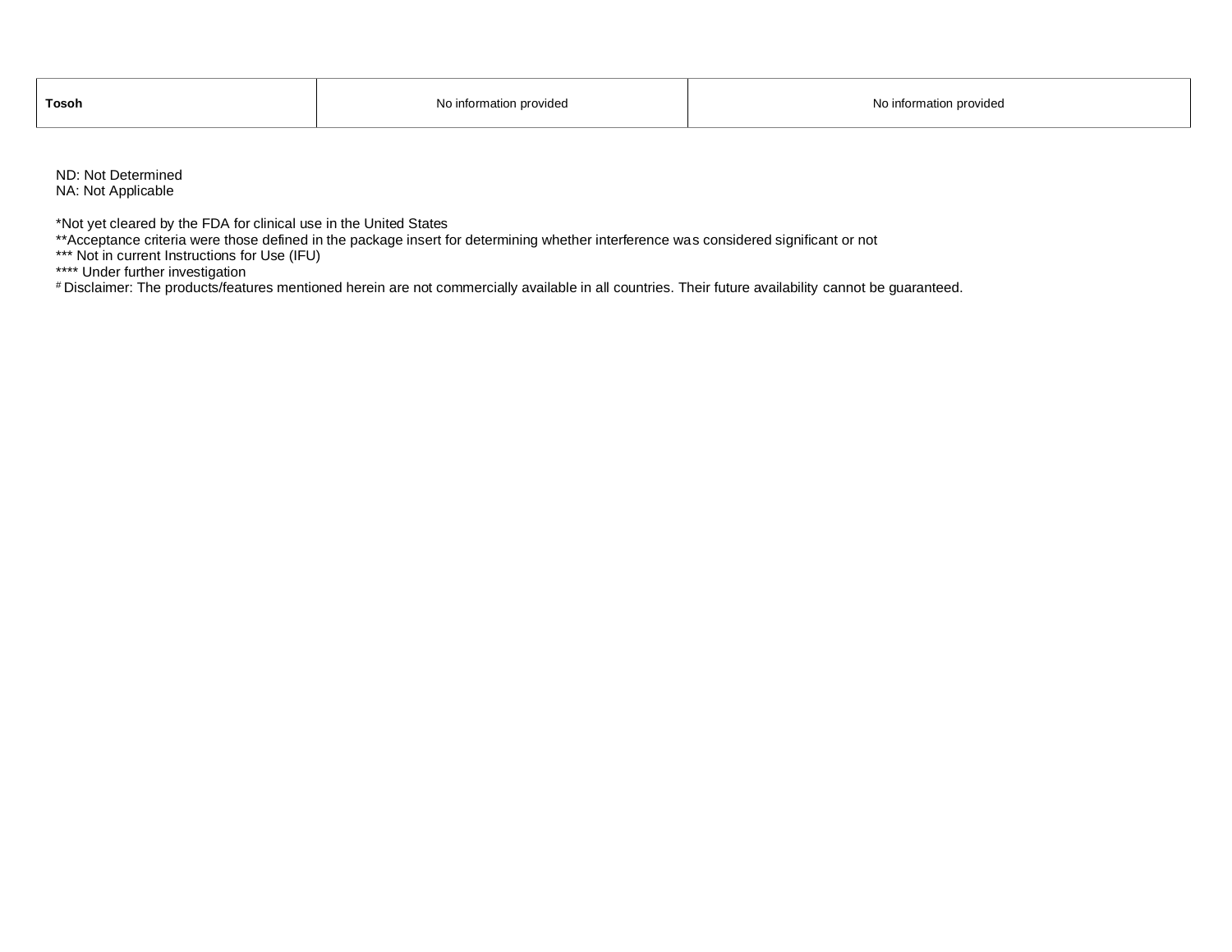| | | |
|---|---|---|
| **Tosoh** | No information provided | No information provided |

ND: Not Determined
NA: Not Applicable

*Not yet cleared by the FDA for clinical use in the United States
**Acceptance criteria were those defined in the package insert for determining whether interference was considered significant or not
*** Not in current Instructions for Use (IFU)
**** Under further investigation
# Disclaimer: The products/features mentioned herein are not commercially available in all countries. Their future availability cannot be guaranteed.